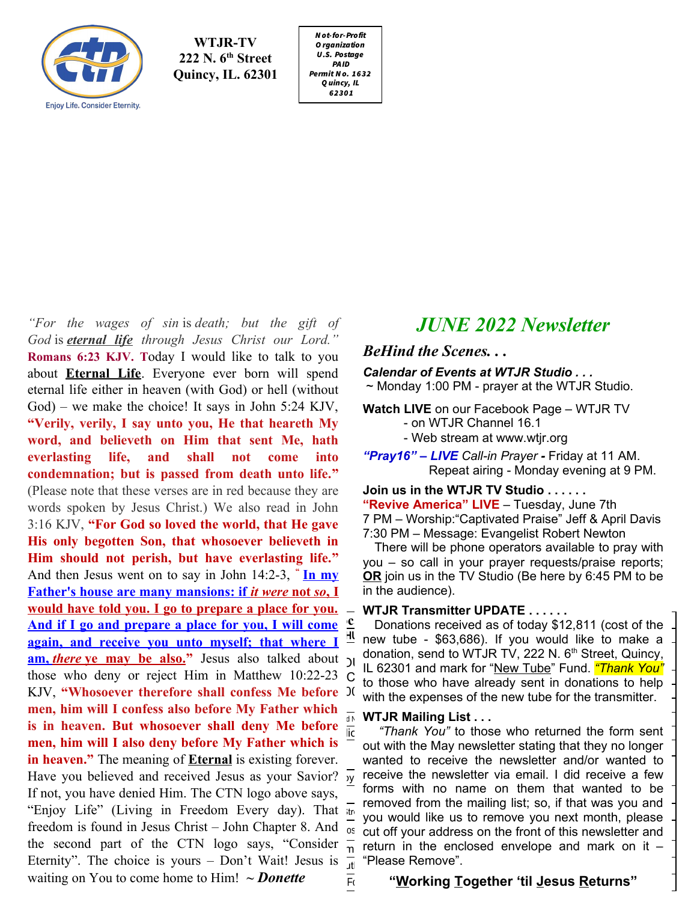Enjoy Life. Consider Eternity.

**WTJR-TV**
**222 N. 6th Street**
**Quincy, IL. 62301**

*Not-for-Profit Organization*
*U.S. Postage PAID*
*Permit No. 1632*
*Quincy, IL 62301*

*"For the wages of sin is death; but the gift of God is **eternal life** through Jesus Christ our Lord."* **Romans 6:23 KJV.** Today I would like to talk to you about **Eternal Life**. Everyone ever born will spend eternal life either in heaven (with God) or hell (without God) – we make the choice! It says in John 5:24 KJV, **"Verily, verily, I say unto you, He that heareth My word, and believeth on Him that sent Me, hath everlasting life, and shall not come into condemnation; but is passed from death unto life."** (Please note that these verses are in red because they are words spoken by Jesus Christ.) We also read in John 3:16 KJV, **"For God so loved the world, that He gave His only begotten Son, that whosoever believeth in Him should not perish, but have everlasting life."** And then Jesus went on to say in John 14:2-3, **"In my Father's house are many mansions: if *it were* not *so*, I would have told you. I go to prepare a place for you. And if I go and prepare a place for you, I will come again, and receive you unto myself; that where I am, *there* ye may be also."** Jesus also talked about those who deny or reject Him in Matthew 10:22-23 KJV, **"Whosoever therefore shall confess Me before men, him will I confess also before My Father which is in heaven. But whosoever shall deny Me before men, him will I also deny before My Father which is in heaven."** The meaning of **Eternal** is existing forever. Have you believed and received Jesus as your Savior? If not, you have denied Him. The CTN logo above says, "Enjoy Life" (Living in Freedom Every day). That freedom is found in Jesus Christ – John Chapter 8. And the second part of the CTN logo says, "Consider Eternity". The choice is yours – Don't Wait! Jesus is waiting on You to come home to Him! ~ ***Donette***

# *JUNE 2022 Newsletter*

## *BeHind the Scenes. . .*

***Calendar of Events at WTJR Studio . . .***
~ Monday 1:00 PM - prayer at the WTJR Studio.

**Watch LIVE** on our Facebook Page – WTJR TV
- on WTJR Channel 16.1
- Web stream at www.wtjr.org

***"Pray16" – LIVE** Call-in Prayer* **-** Friday at 11 AM.
Repeat airing - Monday evening at 9 PM.

**Join us in the WTJR TV Studio . . . . . .**
**"Revive America" LIVE** – Tuesday, June 7th
7 PM – Worship:"Captivated Praise" Jeff & April Davis
7:30 PM – Message: Evangelist Robert Newton
There will be phone operators available to pray with you – so call in your prayer requests/praise reports; **OR** join us in the TV Studio (Be here by 6:45 PM to be in the audience).

**WTJR Transmitter UPDATE . . . . . .**
Donations received as of today $12,811 (cost of the new tube - $63,686). If you would like to make a donation, send to WTJR TV, 222 N. 6th Street, Quincy, IL 62301 and mark for "New Tube" Fund. *"Thank You"* to those who have already sent in donations to help with the expenses of the new tube for the transmitter.

**WTJR Mailing List . . .**
*"Thank You"* to those who returned the form sent out with the May newsletter stating that they no longer wanted to receive the newsletter and/or wanted to receive the newsletter via email. I did receive a few forms with no name on them that wanted to be removed from the mailing list; so, if that was you and you would like us to remove you next month, please cut off your address on the front of this newsletter and return in the enclosed envelope and mark on it – "Please Remove".

**"Working Together 'til Jesus Returns"**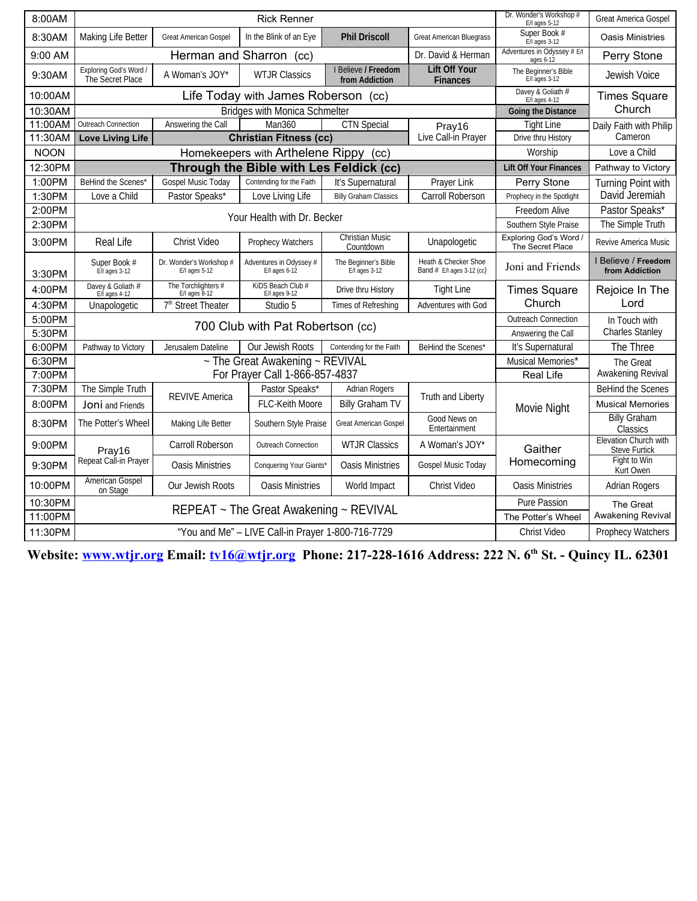| | | | | | | | |
|---|---|---|---|---|---|---|---|
| 8:00AM | Rick Renner | | | | | Dr. Wonder's Workshop # E/I ages 5-12 | Great America Gospel |
| 8:30AM | Making Life Better | Great American Gospel | In the Blink of an Eye | **Phil Driscoll** | Great American Bluegrass | Super Book # E/I ages 3-12 | Oasis Ministries |
| 9:00 AM | Herman and Sharron (cc) | | | | Dr. David & Herman | Adventures in Odyssey # E/I ages 6-12 | Perry Stone |
| 9:30AM | Exploring God's Word / The Secret Place | A Woman's JOY* | WTJR Classics | I Believe / **Freedom from Addiction** | **Lift Off Your Finances** | The Beginner's Bible E/I ages 3-12 | Jewish Voice |
| 10:00AM | Life Today with James Roberson (cc) | | | | | Davey & Goliath # E/I ages 4-12 | Times Square Church |
| 10:30AM | Bridges with Monica Schmelter | | | | | **Going the Distance** | |
| 11:00AM | Outreach Connection | Answering the Call | Man360 | CTN Special | Pray16 Live Call-in Prayer | Tight Line | Daily Faith with Philip Cameron |
| 11:30AM | **Love Living Life** | **Christian Fitness (cc)** | | | | Drive thru History | |
| NOON | Homekeepers with Arthelene Rippy (cc) | | | | | Worship | Love a Child |
| 12:30PM | **Through the Bible with Les Feldick (cc)** | | | | | **Lift Off Your Finances** | Pathway to Victory |
| 1:00PM | BeHind the Scenes* | Gospel Music Today | Contending for the Faith | It's Supernatural | Prayer Link | Perry Stone | Turning Point with David Jeremiah |
| 1:30PM | Love a Child | Pastor Speaks* | Love Living Life | Billy Graham Classics | Carroll Roberson | Prophecy in the Spotlight | |
| 2:00PM | Your Health with Dr. Becker | | | | | Freedom Alive | Pastor Speaks* |
| 2:30PM | | | | | | Southern Style Praise | The Simple Truth |
| 3:00PM | Real Life | Christ Video | Prophecy Watchers | Christian Music Countdown | Unapologetic | Exploring God's Word / The Secret Place | Revive America Music |
| 3:30PM | Super Book # E/I ages 3-12 | Dr. Wonder's Workshop # E/I ages 5-12 | Adventures in Odyssey # E/I ages 6-12 | The Beginner's Bible E/I ages 3-12 | Heath & Checker Shoe Band # E/I ages 3-12 (cc) | Joni and Friends | I Believe / **Freedom from Addiction** |
| 4:00PM | Davey & Goliath # E/I ages 4-12 | The Torchlighters # E/I ages 8-12 | KiDS Beach Club # E/I ages 9-12 | Drive thru History | Tight Line | Times Square Church | Rejoice In The Lord |
| 4:30PM | Unapologetic | 7th Street Theater | Studio 5 | Times of Refreshing | Adventures with God | | |
| 5:00PM | 700 Club with Pat Robertson (cc) | | | | | Outreach Connection | In Touch with Charles Stanley |
| 5:30PM | | | | | | Answering the Call | |
| 6:00PM | Pathway to Victory | Jerusalem Dateline | Our Jewish Roots | Contending for the Faith | BeHind the Scenes* | It's Supernatural | The Three |
| 6:30PM | ~ The Great Awakening ~ REVIVAL For Prayer Call 1-866-857-4837 | | | | | Musical Memories* | The Great Awakening Revival |
| 7:00PM | | | | | | Real Life | |
| 7:30PM | The Simple Truth | REVIVE America | Pastor Speaks* | Adrian Rogers | Truth and Liberty | Movie Night | BeHind the Scenes |
| 8:00PM | Joni and Friends | | FLC-Keith Moore | Billy Graham TV | | | Musical Memories |
| 8:30PM | The Potter's Wheel | Making Life Better | Southern Style Praise | Great American Gospel | Good News on Entertainment | | Billy Graham Classics |
| 9:00PM | Pray16 Repeat Call-in Prayer | Carroll Roberson | Outreach Connection | WTJR Classics | A Woman's JOY* | Gaither Homecoming | Elevation Church with Steve Furtick |
| 9:30PM | | Oasis Ministries | Conquering Your Giants* | Oasis Ministries | Gospel Music Today | | Fight to Win Kurt Owen |
| 10:00PM | American Gospel on Stage | Our Jewish Roots | Oasis Ministries | World Impact | Christ Video | Oasis Ministries | Adrian Rogers |
| 10:30PM | REPEAT ~ The Great Awakening ~ REVIVAL | | | | | Pure Passion | The Great Awakening Revival |
| 11:00PM | | | | | | The Potter's Wheel | |
| 11:30PM | "You and Me" – LIVE Call-in Prayer 1-800-716-7729 | | | | | Christ Video | Prophecy Watchers |

**Website: www.wtjr.org Email: tv16@wtjr.org Phone: 217-228-1616 Address: 222 N. 6th St. - Quincy IL. 62301**